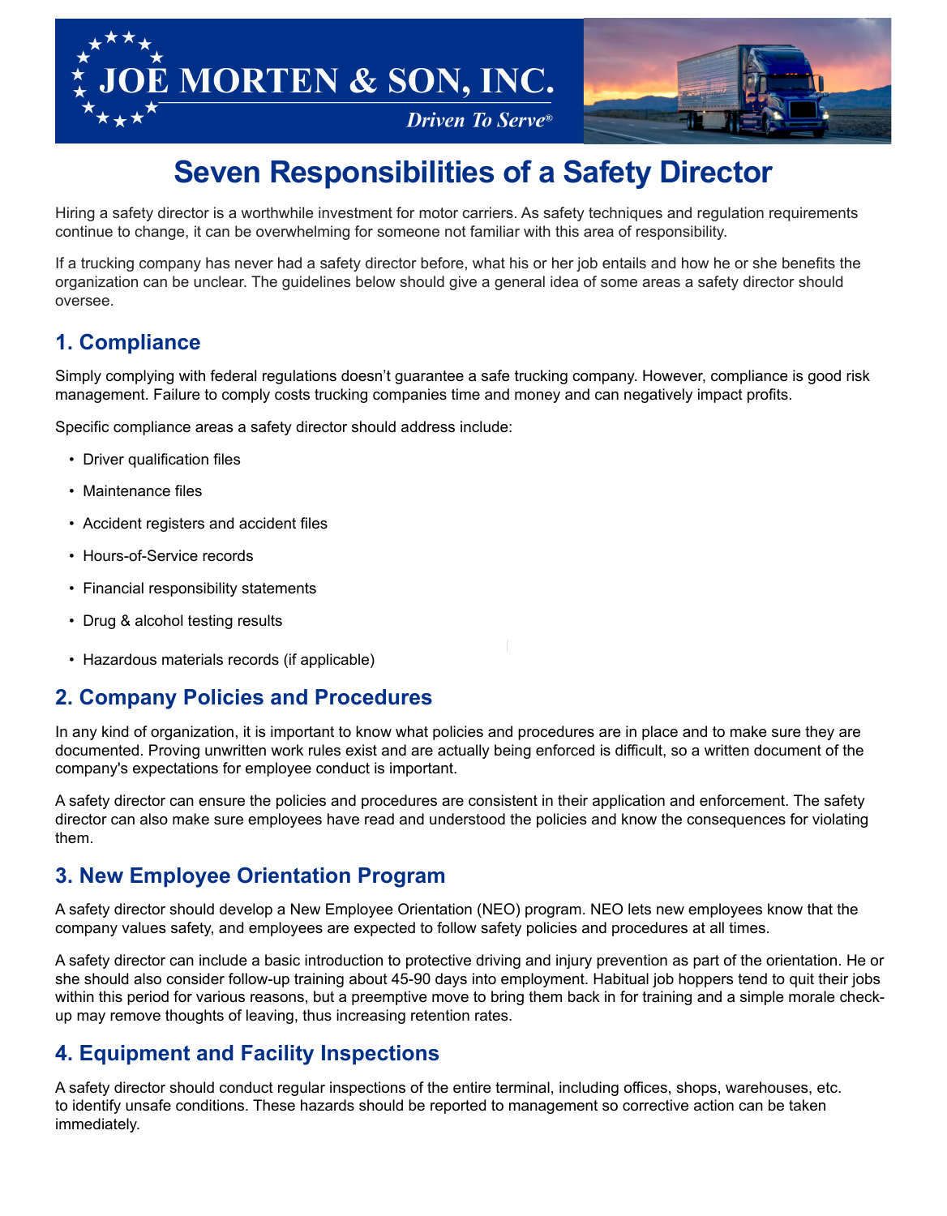JOE MORTEN & SON, INC.

*Driven To Serve®*

# Seven Responsibilities of a Safety Director

Hiring a safety director is a worthwhile investment for motor carriers. As safety techniques and regulation requirements continue to change, it can be overwhelming for someone not familiar with this area of responsibility.

If a trucking company has never had a safety director before, what his or her job entails and how he or she benefits the organization can be unclear. The guidelines below should give a general idea of some areas a safety director should oversee.

## 1. Compliance

Simply complying with federal regulations doesn't guarantee a safe trucking company. However, compliance is good risk management. Failure to comply costs trucking companies time and money and can negatively impact profits.

Specific compliance areas a safety director should address include:

- Driver qualification files
- Maintenance files
- Accident registers and accident files
- Hours-of-Service records
- Financial responsibility statements
- Drug & alcohol testing results
- Hazardous materials records (if applicable)

## 2. Company Policies and Procedures

In any kind of organization, it is important to know what policies and procedures are in place and to make sure they are documented. Proving unwritten work rules exist and are actually being enforced is difficult, so a written document of the company's expectations for employee conduct is important.

A safety director can ensure the policies and procedures are consistent in their application and enforcement. The safety director can also make sure employees have read and understood the policies and know the consequences for violating them.

## 3. New Employee Orientation Program

A safety director should develop a New Employee Orientation (NEO) program. NEO lets new employees know that the company values safety, and employees are expected to follow safety policies and procedures at all times.

A safety director can include a basic introduction to protective driving and injury prevention as part of the orientation. He or she should also consider follow-up training about 45-90 days into employment. Habitual job hoppers tend to quit their jobs within this period for various reasons, but a preemptive move to bring them back in for training and a simple morale check-up may remove thoughts of leaving, thus increasing retention rates.

## 4. Equipment and Facility Inspections

A safety director should conduct regular inspections of the entire terminal, including offices, shops, warehouses, etc. to identify unsafe conditions. These hazards should be reported to management so corrective action can be taken immediately.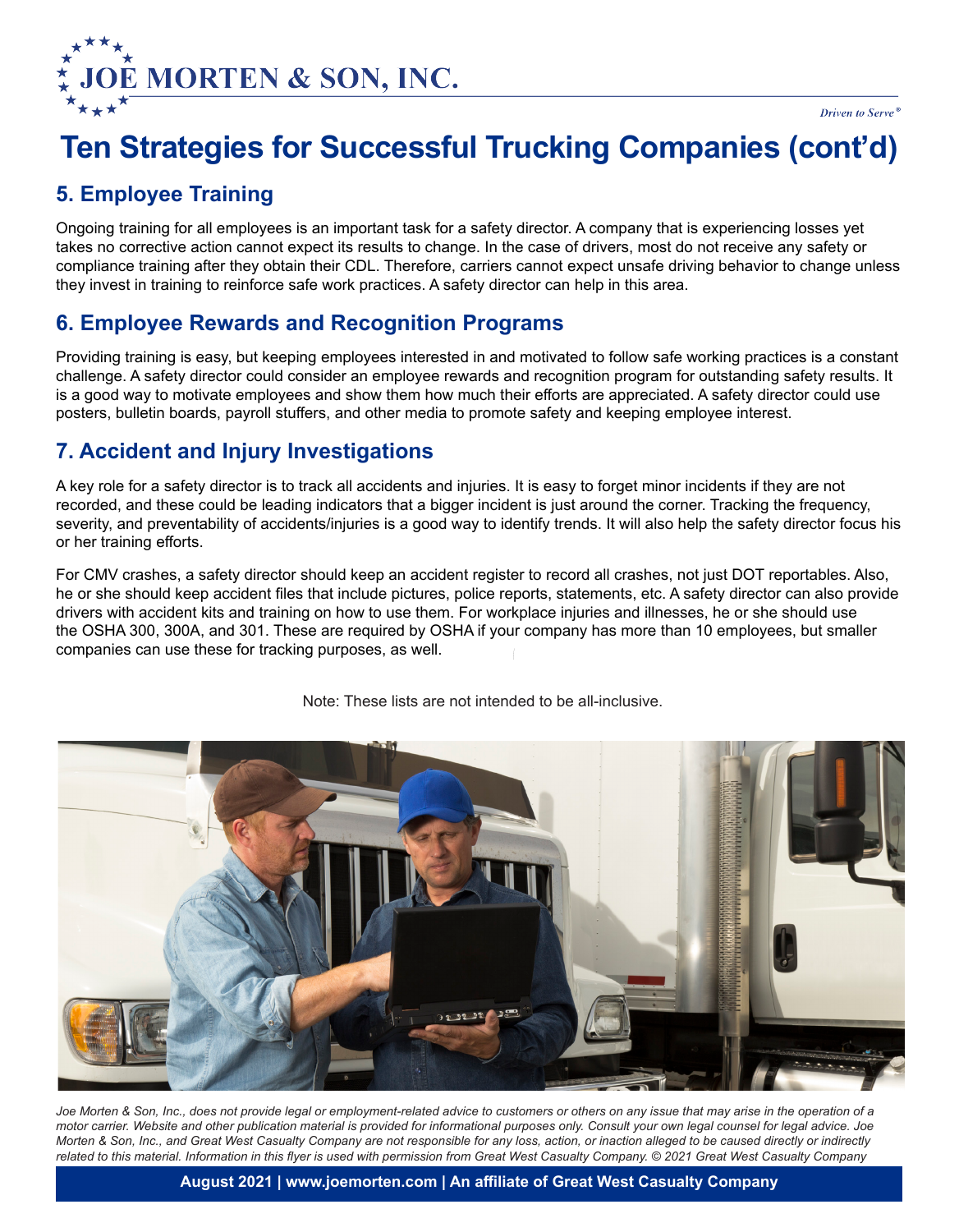# Ten Strategies for Successful Trucking Companies (cont'd)

## 5. Employee Training

Ongoing training for all employees is an important task for a safety director. A company that is experiencing losses yet takes no corrective action cannot expect its results to change. In the case of drivers, most do not receive any safety or compliance training after they obtain their CDL. Therefore, carriers cannot expect unsafe driving behavior to change unless they invest in training to reinforce safe work practices. A safety director can help in this area.

## 6. Employee Rewards and Recognition Programs

Providing training is easy, but keeping employees interested in and motivated to follow safe working practices is a constant challenge. A safety director could consider an employee rewards and recognition program for outstanding safety results. It is a good way to motivate employees and show them how much their efforts are appreciated. A safety director could use posters, bulletin boards, payroll stuffers, and other media to promote safety and keeping employee interest.

## 7. Accident and Injury Investigations

A key role for a safety director is to track all accidents and injuries. It is easy to forget minor incidents if they are not recorded, and these could be leading indicators that a bigger incident is just around the corner. Tracking the frequency, severity, and preventability of accidents/injuries is a good way to identify trends. It will also help the safety director focus his or her training efforts.

For CMV crashes, a safety director should keep an accident register to record all crashes, not just DOT reportables. Also, he or she should keep accident files that include pictures, police reports, statements, etc. A safety director can also provide drivers with accident kits and training on how to use them. For workplace injuries and illnesses, he or she should use the OSHA 300, 300A, and 301. These are required by OSHA if your company has more than 10 employees, but smaller companies can use these for tracking purposes, as well.

Note: These lists are not intended to be all-inclusive.

*Joe Morten & Son, Inc., does not provide legal or employment-related advice to customers or others on any issue that may arise in the operation of a motor carrier. Website and other publication material is provided for informational purposes only. Consult your own legal counsel for legal advice. Joe Morten & Son, Inc., and Great West Casualty Company are not responsible for any loss, action, or inaction alleged to be caused directly or indirectly related to this material. Information in this flyer is used with permission from Great West Casualty Company. © 2021 Great West Casualty Company*

**August 2021 | www.joemorten.com | An affiliate of Great West Casualty Company**